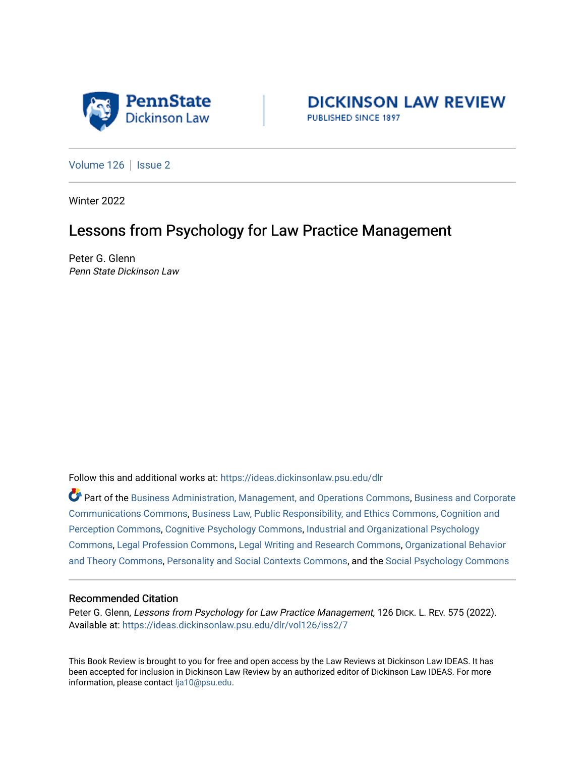PennState Dickinson Law

DICKINSON LAW REVIEW
PUBLISHED SINCE 1897

Volume 126 | Issue 2

Winter 2022

# Lessons from Psychology for Law Practice Management

Peter G. Glenn
*Penn State Dickinson Law*

Follow this and additional works at: https://ideas.dickinsonlaw.psu.edu/dlr

Part of the Business Administration, Management, and Operations Commons, Business and Corporate Communications Commons, Business Law, Public Responsibility, and Ethics Commons, Cognition and Perception Commons, Cognitive Psychology Commons, Industrial and Organizational Psychology Commons, Legal Profession Commons, Legal Writing and Research Commons, Organizational Behavior and Theory Commons, Personality and Social Contexts Commons, and the Social Psychology Commons

## Recommended Citation

Peter G. Glenn, *Lessons from Psychology for Law Practice Management*, 126 DICK. L. REV. 575 (2022).
Available at: https://ideas.dickinsonlaw.psu.edu/dlr/vol126/iss2/7

This Book Review is brought to you for free and open access by the Law Reviews at Dickinson Law IDEAS. It has been accepted for inclusion in Dickinson Law Review by an authorized editor of Dickinson Law IDEAS. For more information, please contact lja10@psu.edu.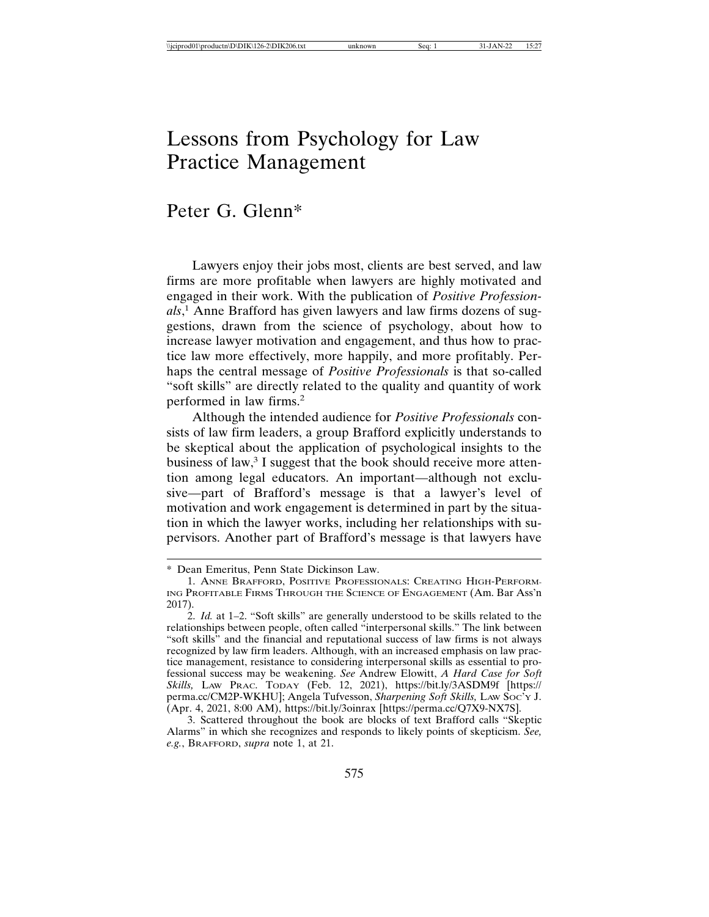# Lessons from Psychology for Law Practice Management

## Peter G. Glenn*

Lawyers enjoy their jobs most, clients are best served, and law firms are more profitable when lawyers are highly motivated and engaged in their work. With the publication of *Positive Professionals*,[1] Anne Brafford has given lawyers and law firms dozens of suggestions, drawn from the science of psychology, about how to increase lawyer motivation and engagement, and thus how to practice law more effectively, more happily, and more profitably. Perhaps the central message of *Positive Professionals* is that so-called "soft skills" are directly related to the quality and quantity of work performed in law firms.[2]

Although the intended audience for *Positive Professionals* consists of law firm leaders, a group Brafford explicitly understands to be skeptical about the application of psychological insights to the business of law,[3] I suggest that the book should receive more attention among legal educators. An important—although not exclusive—part of Brafford's message is that a lawyer's level of motivation and work engagement is determined in part by the situation in which the lawyer works, including her relationships with supervisors. Another part of Brafford's message is that lawyers have

---

\* Dean Emeritus, Penn State Dickinson Law.

1. ANNE BRAFFORD, POSITIVE PROFESSIONALS: CREATING HIGH-PERFORMING PROFITABLE FIRMS THROUGH THE SCIENCE OF ENGAGEMENT (Am. Bar Ass'n 2017).

2. *Id.* at 1–2. "Soft skills" are generally understood to be skills related to the relationships between people, often called "interpersonal skills." The link between "soft skills" and the financial and reputational success of law firms is not always recognized by law firm leaders. Although, with an increased emphasis on law practice management, resistance to considering interpersonal skills as essential to professional success may be weakening. *See* Andrew Elowitt, *A Hard Case for Soft Skills,* LAW PRAC. TODAY (Feb. 12, 2021), https://bit.ly/3ASDM9f [https://perma.cc/CM2P-WKHU]; Angela Tufvesson, *Sharpening Soft Skills,* LAW SOC'Y J. (Apr. 4, 2021, 8:00 AM), https://bit.ly/3oinrax [https://perma.cc/Q7X9-NX7S].

3. Scattered throughout the book are blocks of text Brafford calls "Skeptic Alarms" in which she recognizes and responds to likely points of skepticism. *See, e.g.*, BRAFFORD, *supra* note 1, at 21.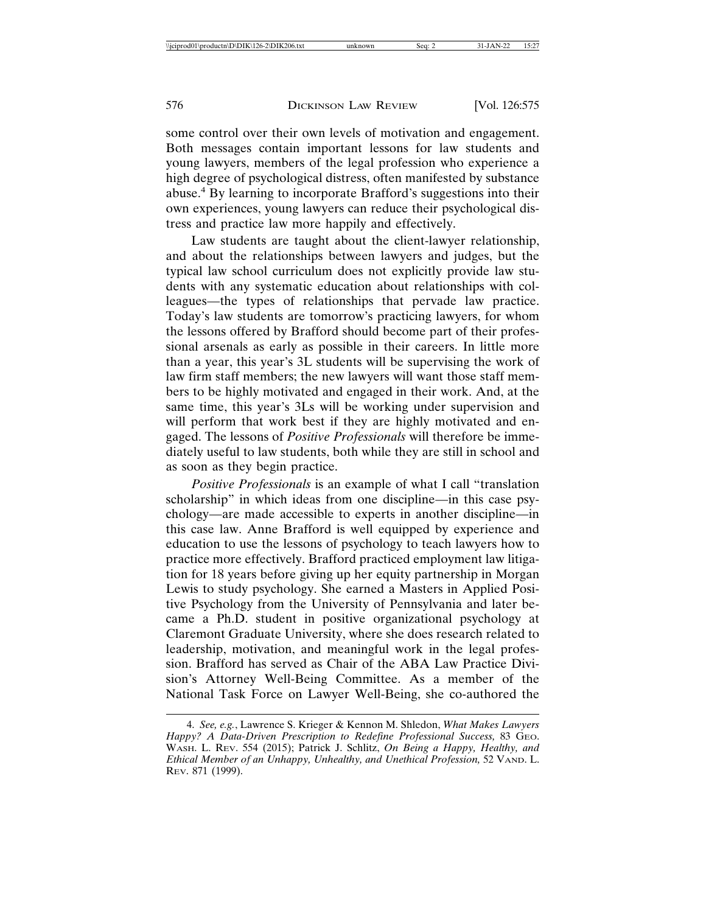some control over their own levels of motivation and engagement. Both messages contain important lessons for law students and young lawyers, members of the legal profession who experience a high degree of psychological distress, often manifested by substance abuse.[4] By learning to incorporate Brafford's suggestions into their own experiences, young lawyers can reduce their psychological distress and practice law more happily and effectively.

Law students are taught about the client-lawyer relationship, and about the relationships between lawyers and judges, but the typical law school curriculum does not explicitly provide law students with any systematic education about relationships with colleagues—the types of relationships that pervade law practice. Today's law students are tomorrow's practicing lawyers, for whom the lessons offered by Brafford should become part of their professional arsenals as early as possible in their careers. In little more than a year, this year's 3L students will be supervising the work of law firm staff members; the new lawyers will want those staff members to be highly motivated and engaged in their work. And, at the same time, this year's 3Ls will be working under supervision and will perform that work best if they are highly motivated and engaged. The lessons of *Positive Professionals* will therefore be immediately useful to law students, both while they are still in school and as soon as they begin practice.

*Positive Professionals* is an example of what I call "translation scholarship" in which ideas from one discipline—in this case psychology—are made accessible to experts in another discipline—in this case law. Anne Brafford is well equipped by experience and education to use the lessons of psychology to teach lawyers how to practice more effectively. Brafford practiced employment law litigation for 18 years before giving up her equity partnership in Morgan Lewis to study psychology. She earned a Masters in Applied Positive Psychology from the University of Pennsylvania and later became a Ph.D. student in positive organizational psychology at Claremont Graduate University, where she does research related to leadership, motivation, and meaningful work in the legal profession. Brafford has served as Chair of the ABA Law Practice Division's Attorney Well-Being Committee. As a member of the National Task Force on Lawyer Well-Being, she co-authored the

4. *See, e.g.*, Lawrence S. Krieger & Kennon M. Shledon, *What Makes Lawyers Happy? A Data-Driven Prescription to Redefine Professional Success,* 83 GEO. WASH. L. REV. 554 (2015); Patrick J. Schlitz, *On Being a Happy, Healthy, and Ethical Member of an Unhappy, Unhealthy, and Unethical Profession,* 52 VAND. L. REV. 871 (1999).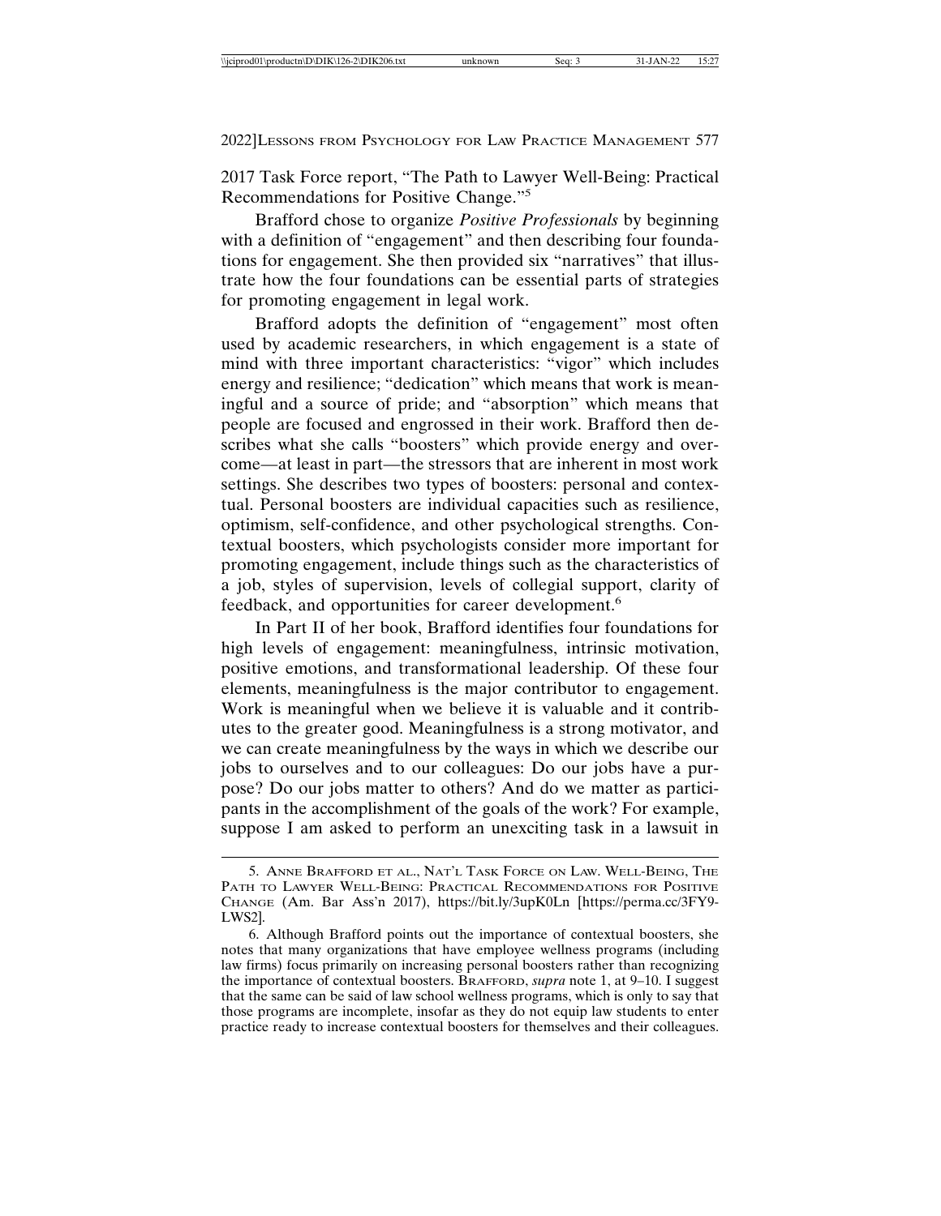2017 Task Force report, "The Path to Lawyer Well-Being: Practical Recommendations for Positive Change."[5]

Brafford chose to organize *Positive Professionals* by beginning with a definition of "engagement" and then describing four foundations for engagement. She then provided six "narratives" that illustrate how the four foundations can be essential parts of strategies for promoting engagement in legal work.

Brafford adopts the definition of "engagement" most often used by academic researchers, in which engagement is a state of mind with three important characteristics: "vigor" which includes energy and resilience; "dedication" which means that work is meaningful and a source of pride; and "absorption" which means that people are focused and engrossed in their work. Brafford then describes what she calls "boosters" which provide energy and overcome—at least in part—the stressors that are inherent in most work settings. She describes two types of boosters: personal and contextual. Personal boosters are individual capacities such as resilience, optimism, self-confidence, and other psychological strengths. Contextual boosters, which psychologists consider more important for promoting engagement, include things such as the characteristics of a job, styles of supervision, levels of collegial support, clarity of feedback, and opportunities for career development.[6]

In Part II of her book, Brafford identifies four foundations for high levels of engagement: meaningfulness, intrinsic motivation, positive emotions, and transformational leadership. Of these four elements, meaningfulness is the major contributor to engagement. Work is meaningful when we believe it is valuable and it contributes to the greater good. Meaningfulness is a strong motivator, and we can create meaningfulness by the ways in which we describe our jobs to ourselves and to our colleagues: Do our jobs have a purpose? Do our jobs matter to others? And do we matter as participants in the accomplishment of the goals of the work? For example, suppose I am asked to perform an unexciting task in a lawsuit in

---

5. Anne Brafford et al., Nat'l Task Force on Law. Well-Being, The Path to Lawyer Well-Being: Practical Recommendations for Positive Change (Am. Bar Ass'n 2017), https://bit.ly/3upK0Ln [https://perma.cc/3FY9-LWS2].

6. Although Brafford points out the importance of contextual boosters, she notes that many organizations that have employee wellness programs (including law firms) focus primarily on increasing personal boosters rather than recognizing the importance of contextual boosters. Brafford, *supra* note 1, at 9–10. I suggest that the same can be said of law school wellness programs, which is only to say that those programs are incomplete, insofar as they do not equip law students to enter practice ready to increase contextual boosters for themselves and their colleagues.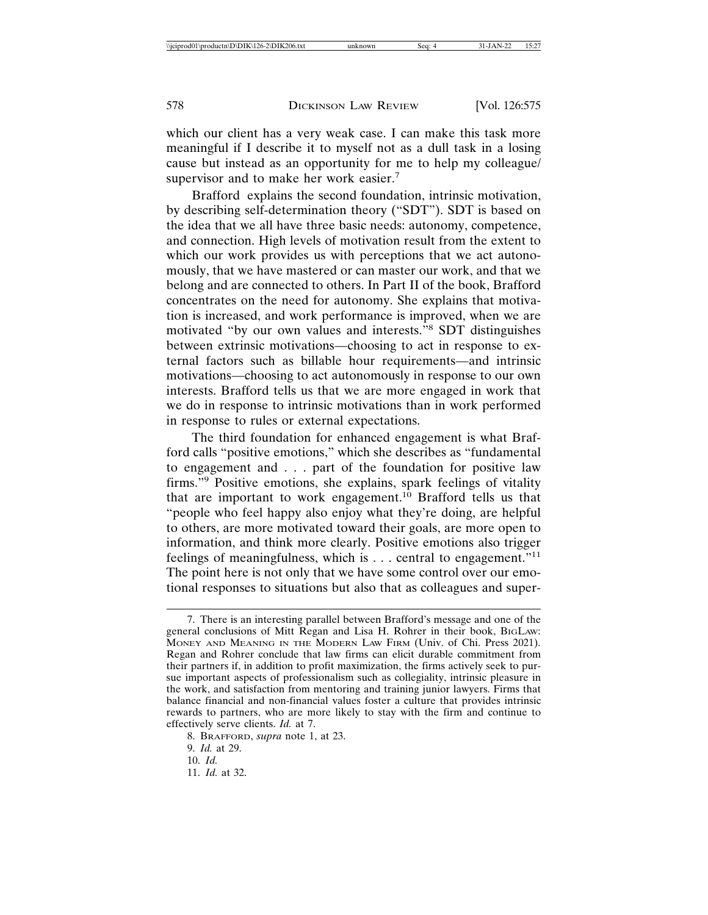which our client has a very weak case. I can make this task more meaningful if I describe it to myself not as a dull task in a losing cause but instead as an opportunity for me to help my colleague/supervisor and to make her work easier.[7]

Brafford explains the second foundation, intrinsic motivation, by describing self-determination theory ("SDT"). SDT is based on the idea that we all have three basic needs: autonomy, competence, and connection. High levels of motivation result from the extent to which our work provides us with perceptions that we act autonomously, that we have mastered or can master our work, and that we belong and are connected to others. In Part II of the book, Brafford concentrates on the need for autonomy. She explains that motivation is increased, and work performance is improved, when we are motivated "by our own values and interests."[8] SDT distinguishes between extrinsic motivations—choosing to act in response to external factors such as billable hour requirements—and intrinsic motivations—choosing to act autonomously in response to our own interests. Brafford tells us that we are more engaged in work that we do in response to intrinsic motivations than in work performed in response to rules or external expectations.

The third foundation for enhanced engagement is what Brafford calls "positive emotions," which she describes as "fundamental to engagement and . . . part of the foundation for positive law firms."[9] Positive emotions, she explains, spark feelings of vitality that are important to work engagement.[10] Brafford tells us that "people who feel happy also enjoy what they're doing, are helpful to others, are more motivated toward their goals, are more open to information, and think more clearly. Positive emotions also trigger feelings of meaningfulness, which is . . . central to engagement."[11] The point here is not only that we have some control over our emotional responses to situations but also that as colleagues and super-

---

7. There is an interesting parallel between Brafford's message and one of the general conclusions of Mitt Regan and Lisa H. Rohrer in their book, BIGLAW: MONEY AND MEANING IN THE MODERN LAW FIRM (Univ. of Chi. Press 2021). Regan and Rohrer conclude that law firms can elicit durable commitment from their partners if, in addition to profit maximization, the firms actively seek to pursue important aspects of professionalism such as collegiality, intrinsic pleasure in the work, and satisfaction from mentoring and training junior lawyers. Firms that balance financial and non-financial values foster a culture that provides intrinsic rewards to partners, who are more likely to stay with the firm and continue to effectively serve clients. *Id.* at 7.

8. BRAFFORD, *supra* note 1, at 23.

9. *Id.* at 29.

10. *Id.*

11. *Id.* at 32.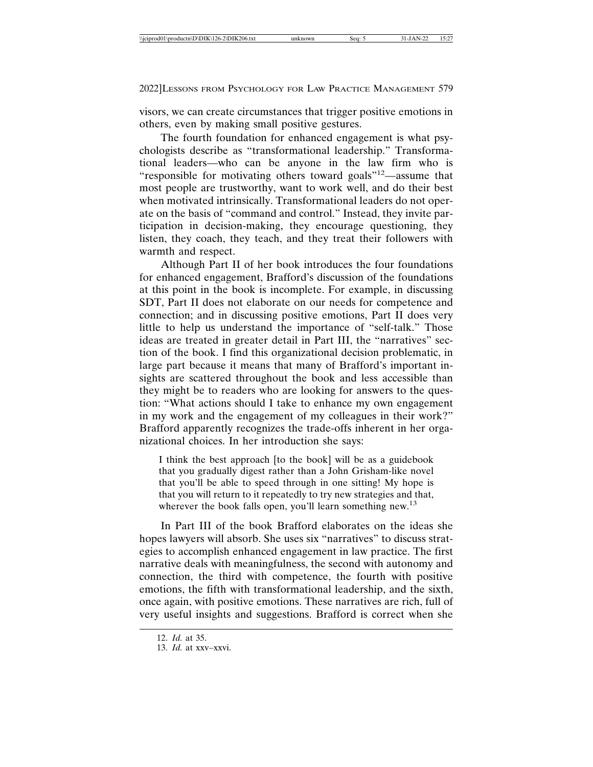visors, we can create circumstances that trigger positive emotions in others, even by making small positive gestures.

The fourth foundation for enhanced engagement is what psychologists describe as "transformational leadership." Transformational leaders—who can be anyone in the law firm who is "responsible for motivating others toward goals"[12]—assume that most people are trustworthy, want to work well, and do their best when motivated intrinsically. Transformational leaders do not operate on the basis of "command and control." Instead, they invite participation in decision-making, they encourage questioning, they listen, they coach, they teach, and they treat their followers with warmth and respect.

Although Part II of her book introduces the four foundations for enhanced engagement, Brafford's discussion of the foundations at this point in the book is incomplete. For example, in discussing SDT, Part II does not elaborate on our needs for competence and connection; and in discussing positive emotions, Part II does very little to help us understand the importance of "self-talk." Those ideas are treated in greater detail in Part III, the "narratives" section of the book. I find this organizational decision problematic, in large part because it means that many of Brafford's important insights are scattered throughout the book and less accessible than they might be to readers who are looking for answers to the question: "What actions should I take to enhance my own engagement in my work and the engagement of my colleagues in their work?" Brafford apparently recognizes the trade-offs inherent in her organizational choices. In her introduction she says:

> I think the best approach [to the book] will be as a guidebook that you gradually digest rather than a John Grisham-like novel that you'll be able to speed through in one sitting! My hope is that you will return to it repeatedly to try new strategies and that, wherever the book falls open, you'll learn something new.[13]

In Part III of the book Brafford elaborates on the ideas she hopes lawyers will absorb. She uses six "narratives" to discuss strategies to accomplish enhanced engagement in law practice. The first narrative deals with meaningfulness, the second with autonomy and connection, the third with competence, the fourth with positive emotions, the fifth with transformational leadership, and the sixth, once again, with positive emotions. These narratives are rich, full of very useful insights and suggestions. Brafford is correct when she

---

12. *Id.* at 35.

13. *Id.* at xxv–xxvi.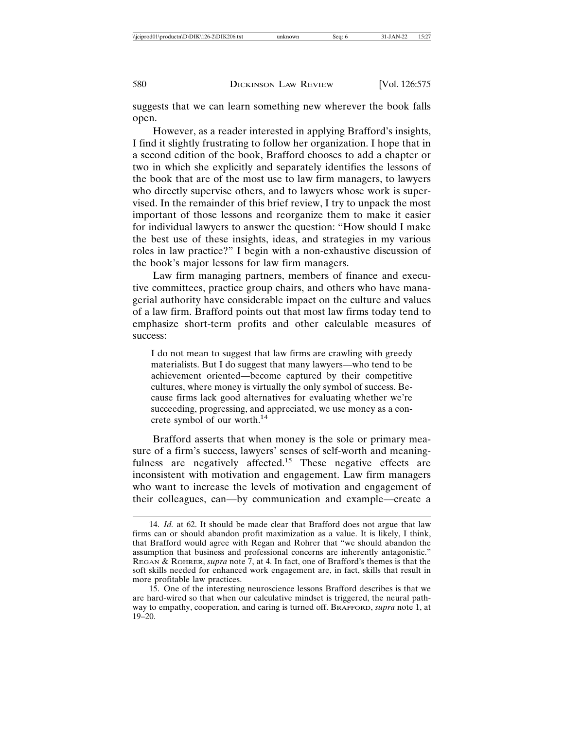suggests that we can learn something new wherever the book falls open.

However, as a reader interested in applying Brafford's insights, I find it slightly frustrating to follow her organization. I hope that in a second edition of the book, Brafford chooses to add a chapter or two in which she explicitly and separately identifies the lessons of the book that are of the most use to law firm managers, to lawyers who directly supervise others, and to lawyers whose work is supervised. In the remainder of this brief review, I try to unpack the most important of those lessons and reorganize them to make it easier for individual lawyers to answer the question: "How should I make the best use of these insights, ideas, and strategies in my various roles in law practice?" I begin with a non-exhaustive discussion of the book's major lessons for law firm managers.

Law firm managing partners, members of finance and executive committees, practice group chairs, and others who have managerial authority have considerable impact on the culture and values of a law firm. Brafford points out that most law firms today tend to emphasize short-term profits and other calculable measures of success:

> I do not mean to suggest that law firms are crawling with greedy materialists. But I do suggest that many lawyers—who tend to be achievement oriented—become captured by their competitive cultures, where money is virtually the only symbol of success. Because firms lack good alternatives for evaluating whether we're succeeding, progressing, and appreciated, we use money as a concrete symbol of our worth.[14]

Brafford asserts that when money is the sole or primary measure of a firm's success, lawyers' senses of self-worth and meaningfulness are negatively affected.[15] These negative effects are inconsistent with motivation and engagement. Law firm managers who want to increase the levels of motivation and engagement of their colleagues, can—by communication and example—create a

---

14. *Id.* at 62. It should be made clear that Brafford does not argue that law firms can or should abandon profit maximization as a value. It is likely, I think, that Brafford would agree with Regan and Rohrer that "we should abandon the assumption that business and professional concerns are inherently antagonistic." REGAN & ROHRER, *supra* note 7, at 4. In fact, one of Brafford's themes is that the soft skills needed for enhanced work engagement are, in fact, skills that result in more profitable law practices.

15. One of the interesting neuroscience lessons Brafford describes is that we are hard-wired so that when our calculative mindset is triggered, the neural pathway to empathy, cooperation, and caring is turned off. BRAFFORD, *supra* note 1, at 19–20.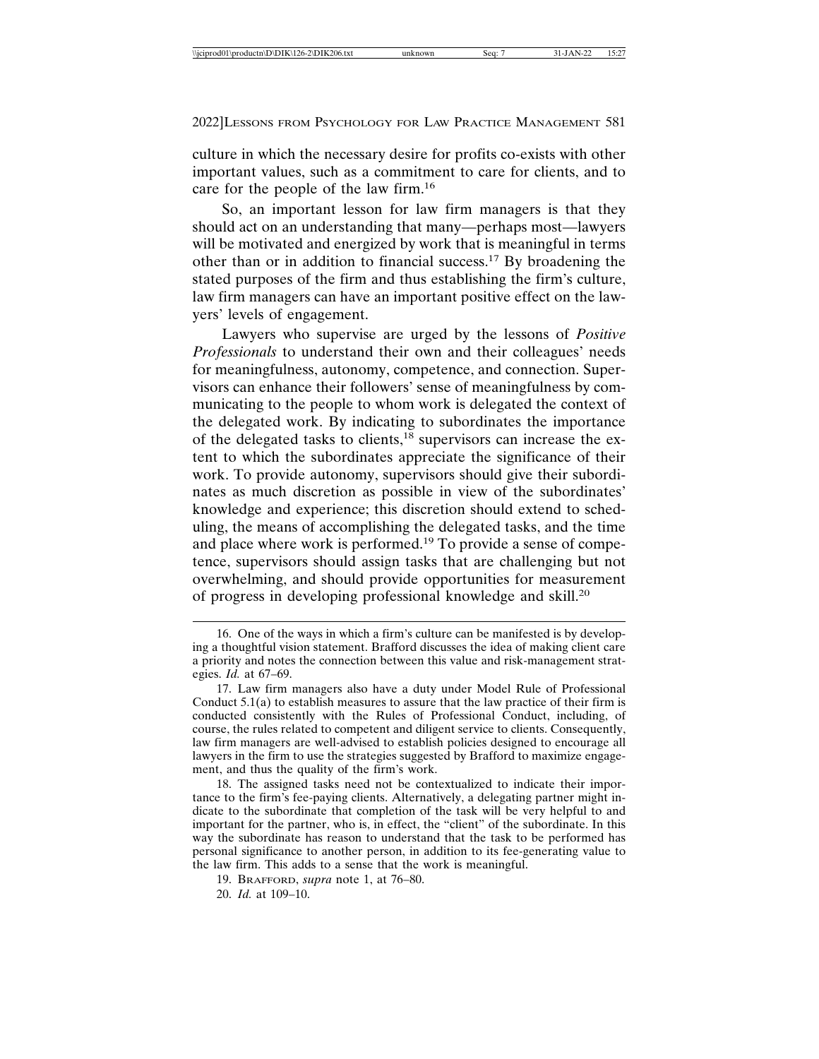culture in which the necessary desire for profits co-exists with other important values, such as a commitment to care for clients, and to care for the people of the law firm.[16]

So, an important lesson for law firm managers is that they should act on an understanding that many—perhaps most—lawyers will be motivated and energized by work that is meaningful in terms other than or in addition to financial success.[17] By broadening the stated purposes of the firm and thus establishing the firm's culture, law firm managers can have an important positive effect on the lawyers' levels of engagement.

Lawyers who supervise are urged by the lessons of *Positive Professionals* to understand their own and their colleagues' needs for meaningfulness, autonomy, competence, and connection. Supervisors can enhance their followers' sense of meaningfulness by communicating to the people to whom work is delegated the context of the delegated work. By indicating to subordinates the importance of the delegated tasks to clients,[18] supervisors can increase the extent to which the subordinates appreciate the significance of their work. To provide autonomy, supervisors should give their subordinates as much discretion as possible in view of the subordinates' knowledge and experience; this discretion should extend to scheduling, the means of accomplishing the delegated tasks, and the time and place where work is performed.[19] To provide a sense of competence, supervisors should assign tasks that are challenging but not overwhelming, and should provide opportunities for measurement of progress in developing professional knowledge and skill.[20]

---

16. One of the ways in which a firm's culture can be manifested is by developing a thoughtful vision statement. Brafford discusses the idea of making client care a priority and notes the connection between this value and risk-management strategies. *Id.* at 67–69.

17. Law firm managers also have a duty under Model Rule of Professional Conduct 5.1(a) to establish measures to assure that the law practice of their firm is conducted consistently with the Rules of Professional Conduct, including, of course, the rules related to competent and diligent service to clients. Consequently, law firm managers are well-advised to establish policies designed to encourage all lawyers in the firm to use the strategies suggested by Brafford to maximize engagement, and thus the quality of the firm's work.

18. The assigned tasks need not be contextualized to indicate their importance to the firm's fee-paying clients. Alternatively, a delegating partner might indicate to the subordinate that completion of the task will be very helpful to and important for the partner, who is, in effect, the "client" of the subordinate. In this way the subordinate has reason to understand that the task to be performed has personal significance to another person, in addition to its fee-generating value to the law firm. This adds to a sense that the work is meaningful.

19. Brafford, *supra* note 1, at 76–80.

20. *Id.* at 109–10.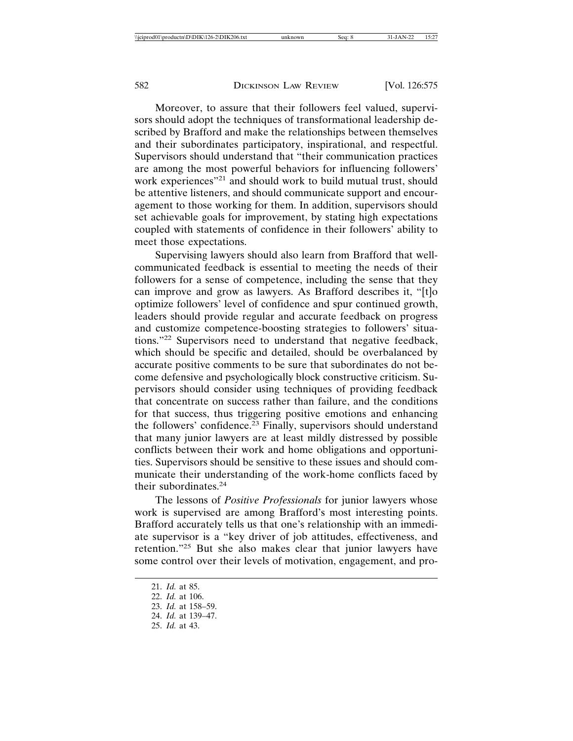Moreover, to assure that their followers feel valued, supervisors should adopt the techniques of transformational leadership described by Brafford and make the relationships between themselves and their subordinates participatory, inspirational, and respectful. Supervisors should understand that "their communication practices are among the most powerful behaviors for influencing followers' work experiences"[21] and should work to build mutual trust, should be attentive listeners, and should communicate support and encouragement to those working for them. In addition, supervisors should set achievable goals for improvement, by stating high expectations coupled with statements of confidence in their followers' ability to meet those expectations.

Supervising lawyers should also learn from Brafford that well-communicated feedback is essential to meeting the needs of their followers for a sense of competence, including the sense that they can improve and grow as lawyers. As Brafford describes it, "[t]o optimize followers' level of confidence and spur continued growth, leaders should provide regular and accurate feedback on progress and customize competence-boosting strategies to followers' situations."[22] Supervisors need to understand that negative feedback, which should be specific and detailed, should be overbalanced by accurate positive comments to be sure that subordinates do not become defensive and psychologically block constructive criticism. Supervisors should consider using techniques of providing feedback that concentrate on success rather than failure, and the conditions for that success, thus triggering positive emotions and enhancing the followers' confidence.[23] Finally, supervisors should understand that many junior lawyers are at least mildly distressed by possible conflicts between their work and home obligations and opportunities. Supervisors should be sensitive to these issues and should communicate their understanding of the work-home conflicts faced by their subordinates.[24]

The lessons of *Positive Professionals* for junior lawyers whose work is supervised are among Brafford's most interesting points. Brafford accurately tells us that one's relationship with an immediate supervisor is a "key driver of job attitudes, effectiveness, and retention."[25] But she also makes clear that junior lawyers have some control over their levels of motivation, engagement, and pro-

21. *Id.* at 85.
22. *Id.* at 106.
23. *Id.* at 158–59.
24. *Id.* at 139–47.
25. *Id.* at 43.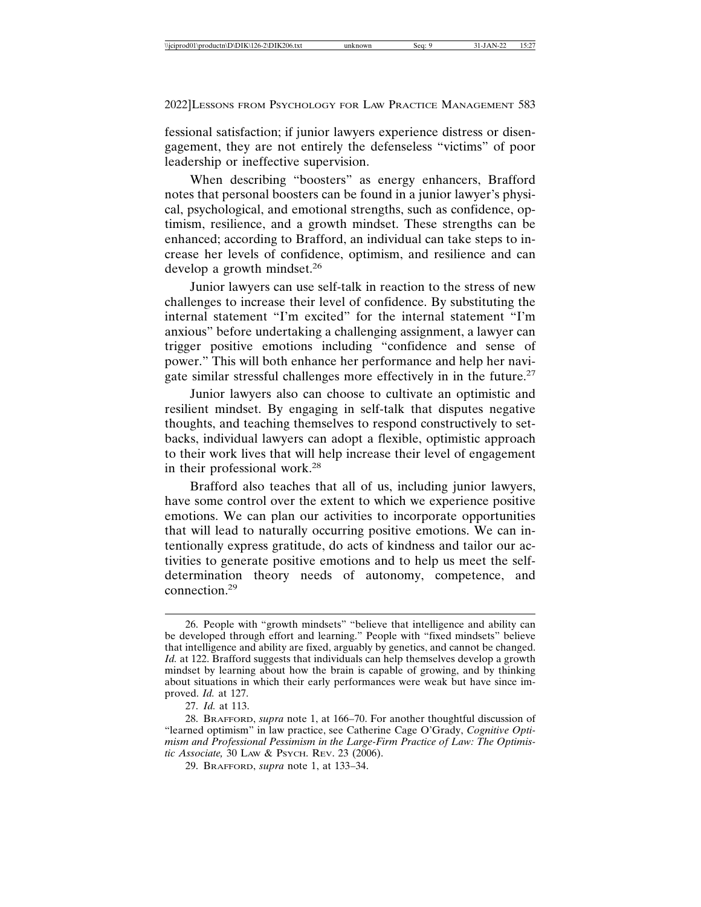fessional satisfaction; if junior lawyers experience distress or disengagement, they are not entirely the defenseless "victims" of poor leadership or ineffective supervision.

When describing "boosters" as energy enhancers, Brafford notes that personal boosters can be found in a junior lawyer's physical, psychological, and emotional strengths, such as confidence, optimism, resilience, and a growth mindset. These strengths can be enhanced; according to Brafford, an individual can take steps to increase her levels of confidence, optimism, and resilience and can develop a growth mindset.[26]

Junior lawyers can use self-talk in reaction to the stress of new challenges to increase their level of confidence. By substituting the internal statement "I'm excited" for the internal statement "I'm anxious" before undertaking a challenging assignment, a lawyer can trigger positive emotions including "confidence and sense of power." This will both enhance her performance and help her navigate similar stressful challenges more effectively in in the future.[27]

Junior lawyers also can choose to cultivate an optimistic and resilient mindset. By engaging in self-talk that disputes negative thoughts, and teaching themselves to respond constructively to setbacks, individual lawyers can adopt a flexible, optimistic approach to their work lives that will help increase their level of engagement in their professional work.[28]

Brafford also teaches that all of us, including junior lawyers, have some control over the extent to which we experience positive emotions. We can plan our activities to incorporate opportunities that will lead to naturally occurring positive emotions. We can intentionally express gratitude, do acts of kindness and tailor our activities to generate positive emotions and to help us meet the self-determination theory needs of autonomy, competence, and connection.[29]

---

26. People with "growth mindsets" "believe that intelligence and ability can be developed through effort and learning." People with "fixed mindsets" believe that intelligence and ability are fixed, arguably by genetics, and cannot be changed. *Id.* at 122. Brafford suggests that individuals can help themselves develop a growth mindset by learning about how the brain is capable of growing, and by thinking about situations in which their early performances were weak but have since improved. *Id.* at 127.

27. *Id.* at 113.

28. BRAFFORD, *supra* note 1, at 166–70. For another thoughtful discussion of "learned optimism" in law practice, see Catherine Cage O'Grady, *Cognitive Optimism and Professional Pessimism in the Large-Firm Practice of Law: The Optimistic Associate,* 30 LAW & PSYCH. REV. 23 (2006).

29. BRAFFORD, *supra* note 1, at 133–34.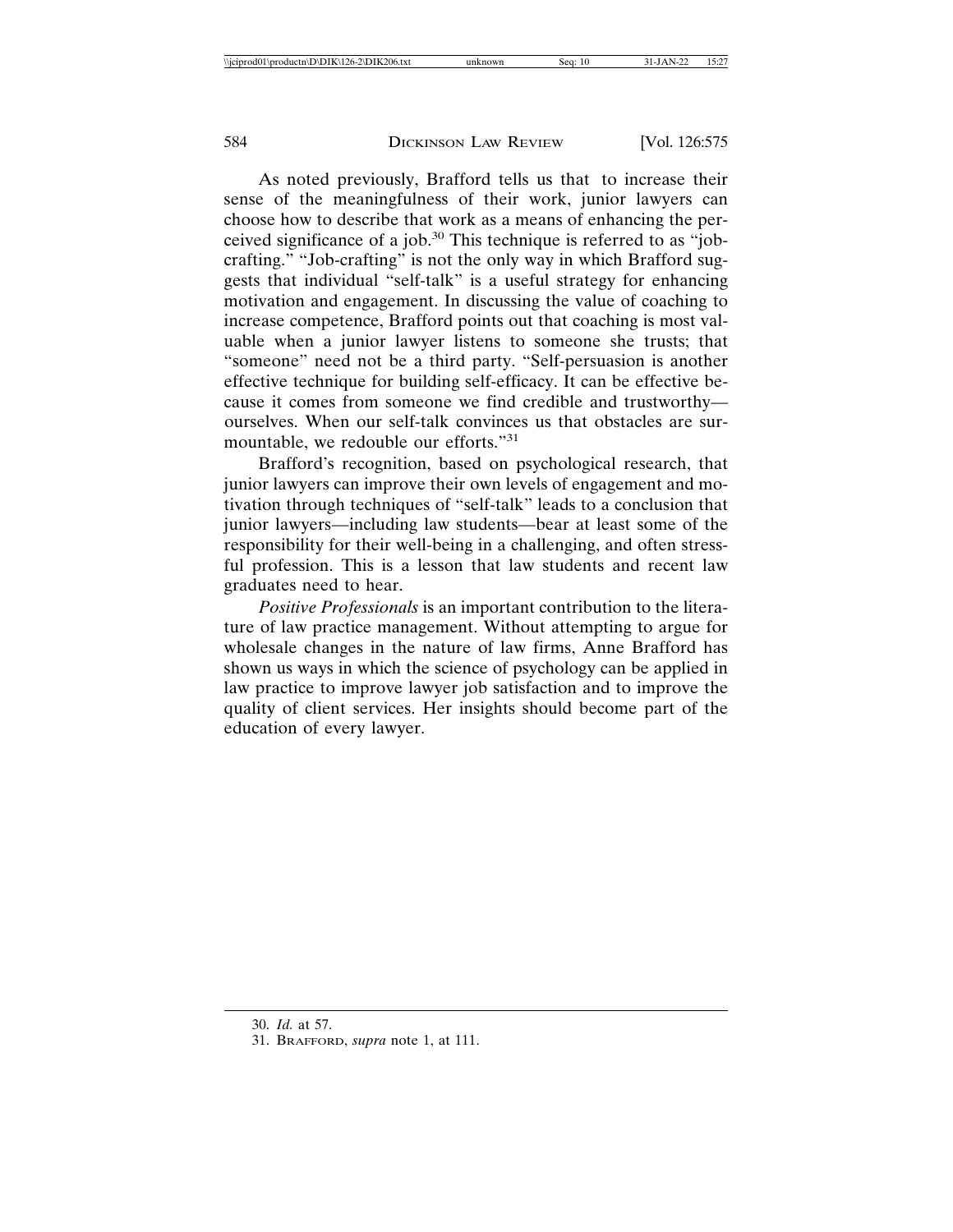As noted previously, Brafford tells us that to increase their sense of the meaningfulness of their work, junior lawyers can choose how to describe that work as a means of enhancing the perceived significance of a job.[30] This technique is referred to as "job-crafting." "Job-crafting" is not the only way in which Brafford suggests that individual "self-talk" is a useful strategy for enhancing motivation and engagement. In discussing the value of coaching to increase competence, Brafford points out that coaching is most valuable when a junior lawyer listens to someone she trusts; that "someone" need not be a third party. "Self-persuasion is another effective technique for building self-efficacy. It can be effective because it comes from someone we find credible and trustworthy—ourselves. When our self-talk convinces us that obstacles are surmountable, we redouble our efforts."[31]

Brafford's recognition, based on psychological research, that junior lawyers can improve their own levels of engagement and motivation through techniques of "self-talk" leads to a conclusion that junior lawyers—including law students—bear at least some of the responsibility for their well-being in a challenging, and often stressful profession. This is a lesson that law students and recent law graduates need to hear.

*Positive Professionals* is an important contribution to the literature of law practice management. Without attempting to argue for wholesale changes in the nature of law firms, Anne Brafford has shown us ways in which the science of psychology can be applied in law practice to improve lawyer job satisfaction and to improve the quality of client services. Her insights should become part of the education of every lawyer.

---

30. *Id.* at 57.

31. BRAFFORD, *supra* note 1, at 111.